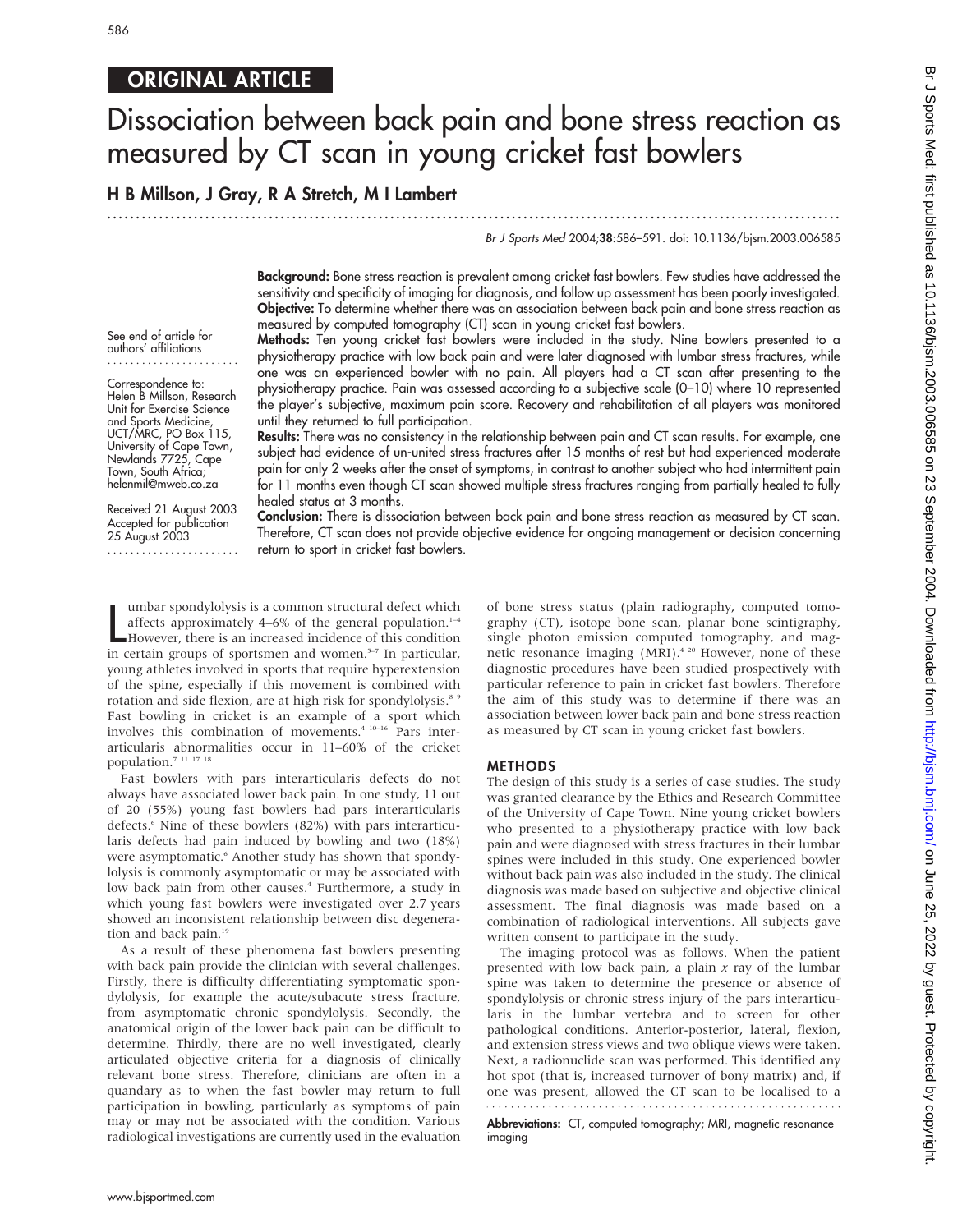## ORIGINAL ARTICLE

# Dissociation between back pain and bone stress reaction as measured by CT scan in young cricket fast bowlers

**H B Millson, J Gray, R A Stretch, M I Lambert**

See end of article for authors' affiliations

Correspondence to: Helen B Millson, Research Unit for Exercise Science and Sports Medicine, UCT/MRC, PO Box 115, University of Cape Town, Newlands 7725, Cape Town, South Africa; helenmil@mweb.co.za

Received 21 August 2003
Accepted for publication 25 August 2003

**Background:** Bone stress reaction is prevalent among cricket fast bowlers. Few studies have addressed the sensitivity and specificity of imaging for diagnosis, and follow up assessment has been poorly investigated.

**Objective:** To determine whether there was an association between back pain and bone stress reaction as measured by computed tomography (CT) scan in young cricket fast bowlers.

**Methods:** Ten young cricket fast bowlers were included in the study. Nine bowlers presented to a physiotherapy practice with low back pain and were later diagnosed with lumbar stress fractures, while one was an experienced bowler with no pain. All players had a CT scan after presenting to the physiotherapy practice. Pain was assessed according to a subjective scale (0–10) where 10 represented the player's subjective, maximum pain score. Recovery and rehabilitation of all players was monitored until they returned to full participation.

**Results:** There was no consistency in the relationship between pain and CT scan results. For example, one subject had evidence of un-united stress fractures after 15 months of rest but had experienced moderate pain for only 2 weeks after the onset of symptoms, in contrast to another subject who had intermittent pain for 11 months even though CT scan showed multiple stress fractures ranging from partially healed to fully healed status at 3 months.

**Conclusion:** There is dissociation between back pain and bone stress reaction as measured by CT scan. Therefore, CT scan does not provide objective evidence for ongoing management or decision concerning return to sport in cricket fast bowlers.

Lumbar spondylolysis is a common structural defect which affects approximately 4–6% of the general population.[1–4] However, there is an increased incidence of this condition in certain groups of sportsmen and women.[5–7] In particular, young athletes involved in sports that require hyperextension of the spine, especially if this movement is combined with rotation and side flexion, are at high risk for spondylolysis.[8 9] Fast bowling in cricket is an example of a sport which involves this combination of movements.[4 10–16] Pars interarticularis abnormalities occur in 11–60% of the cricket population.[7 11 17 18]

Fast bowlers with pars interarticularis defects do not always have associated lower back pain. In one study, 11 out of 20 (55%) young fast bowlers had pars interarticularis defects.[6] Nine of these bowlers (82%) with pars interarticularis defects had pain induced by bowling and two (18%) were asymptomatic.[6] Another study has shown that spondylolysis is commonly asymptomatic or may be associated with low back pain from other causes.[4] Furthermore, a study in which young fast bowlers were investigated over 2.7 years showed an inconsistent relationship between disc degeneration and back pain.[19]

As a result of these phenomena fast bowlers presenting with back pain provide the clinician with several challenges. Firstly, there is difficulty differentiating symptomatic spondylolysis, for example the acute/subacute stress fracture, from asymptomatic chronic spondylolysis. Secondly, the anatomical origin of the lower back pain can be difficult to determine. Thirdly, there are no well investigated, clearly articulated objective criteria for a diagnosis of clinically relevant bone stress. Therefore, clinicians are often in a quandary as to when the fast bowler may return to full participation in bowling, particularly as symptoms of pain may or may not be associated with the condition. Various radiological investigations are currently used in the evaluation of bone stress status (plain radiography, computed tomography (CT), isotope bone scan, planar bone scintigraphy, single photon emission computed tomography, and magnetic resonance imaging (MRI).[4 20] However, none of these diagnostic procedures have been studied prospectively with particular reference to pain in cricket fast bowlers. Therefore the aim of this study was to determine if there was an association between lower back pain and bone stress reaction as measured by CT scan in young cricket fast bowlers.

## METHODS

The design of this study is a series of case studies. The study was granted clearance by the Ethics and Research Committee of the University of Cape Town. Nine young cricket bowlers who presented to a physiotherapy practice with low back pain and were diagnosed with stress fractures in their lumbar spines were included in this study. One experienced bowler without back pain was also included in the study. The clinical diagnosis was made based on subjective and objective clinical assessment. The final diagnosis was made based on a combination of radiological interventions. All subjects gave written consent to participate in the study.

The imaging protocol was as follows. When the patient presented with low back pain, a plain *x* ray of the lumbar spine was taken to determine the presence or absence of spondylolysis or chronic stress injury of the pars interarticularis in the lumbar vertebra and to screen for other pathological conditions. Anterior-posterior, lateral, flexion, and extension stress views and two oblique views were taken. Next, a radionuclide scan was performed. This identified any hot spot (that is, increased turnover of bony matrix) and, if one was present, allowed the CT scan to be localised to a

**Abbreviations:** CT, computed tomography; MRI, magnetic resonance imaging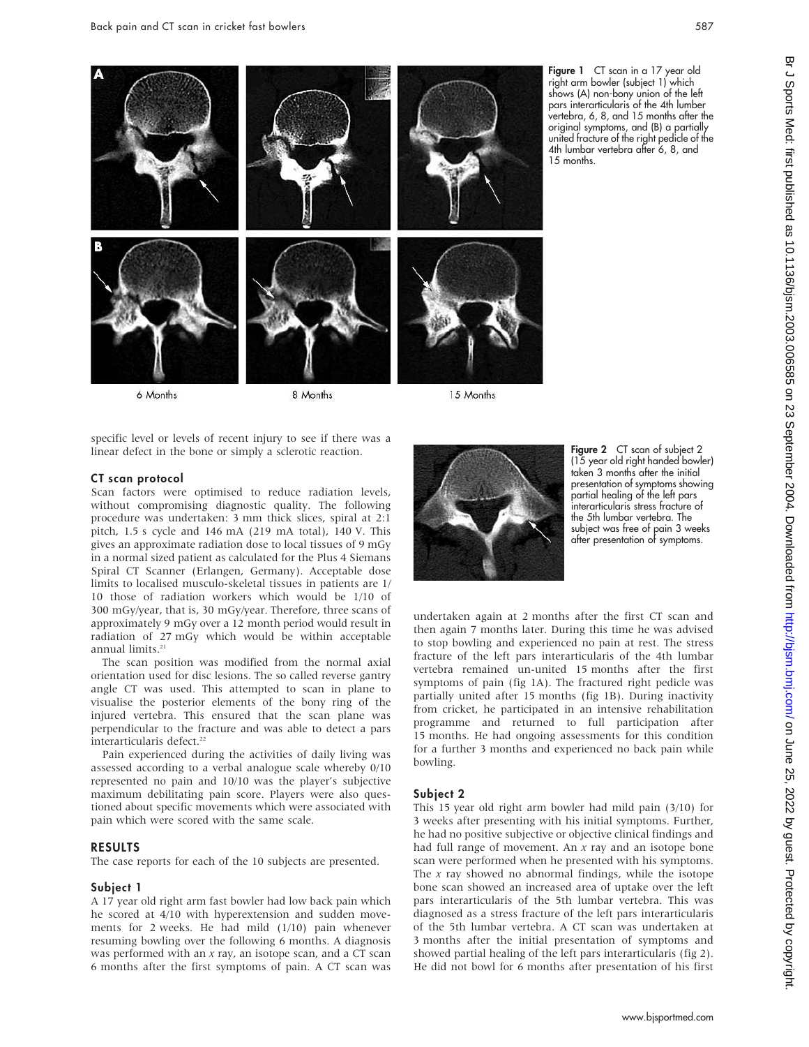Figure 1 CT scan in a 17 year old right arm bowler (subject 1) which shows (A) non-bony union of the left pars interarticularis of the 4th lumber vertebra, 6, 8, and 15 months after the original symptoms, and (B) a partially united fracture of the right pedicle of the 4th lumbar vertebra after 6, 8, and 15 months.

specific level or levels of recent injury to see if there was a linear defect in the bone or simply a sclerotic reaction.

### CT scan protocol

Scan factors were optimised to reduce radiation levels, without compromising diagnostic quality. The following procedure was undertaken: 3 mm thick slices, spiral at 2:1 pitch, 1.5 s cycle and 146 mA (219 mA total), 140 V. This gives an approximate radiation dose to local tissues of 9 mGy in a normal sized patient as calculated for the Plus 4 Siemans Spiral CT Scanner (Erlangen, Germany). Acceptable dose limits to localised musculo-skeletal tissues in patients are 1/10 of those of radiation workers which would be 1/10 of 300 mGy/year, that is, 30 mGy/year. Therefore, three scans of approximately 9 mGy over a 12 month period would result in radiation of 27 mGy which would be within acceptable annual limits.[21]

The scan position was modified from the normal axial orientation used for disc lesions. The so called reverse gantry angle CT was used. This attempted to scan in plane to visualise the posterior elements of the bony ring of the injured vertebra. This ensured that the scan plane was perpendicular to the fracture and was able to detect a pars interarticularis defect.[22]

Pain experienced during the activities of daily living was assessed according to a verbal analogue scale whereby 0/10 represented no pain and 10/10 was the player's subjective maximum debilitating pain score. Players were also questioned about specific movements which were associated with pain which were scored with the same scale.

## RESULTS

The case reports for each of the 10 subjects are presented.

### Subject 1

A 17 year old right arm fast bowler had low back pain which he scored at 4/10 with hyperextension and sudden movements for 2 weeks. He had mild (1/10) pain whenever resuming bowling over the following 6 months. A diagnosis was performed with an *x* ray, an isotope scan, and a CT scan 6 months after the first symptoms of pain. A CT scan was undertaken again at 2 months after the first CT scan and then again 7 months later. During this time he was advised to stop bowling and experienced no pain at rest. The stress fracture of the left pars interarticularis of the 4th lumbar vertebra remained un-united 15 months after the first symptoms of pain (fig 1A). The fractured right pedicle was partially united after 15 months (fig 1B). During inactivity from cricket, he participated in an intensive rehabilitation programme and returned to full participation after 15 months. He had ongoing assessments for this condition for a further 3 months and experienced no back pain while bowling.

Figure 2 CT scan of subject 2 (15 year old right handed bowler) taken 3 months after the initial presentation of symptoms showing partial healing of the left pars interarticularis stress fracture of the 5th lumbar vertebra. The subject was free of pain 3 weeks after presentation of symptoms.

### Subject 2

This 15 year old right arm bowler had mild pain (3/10) for 3 weeks after presenting with his initial symptoms. Further, he had no positive subjective or objective clinical findings and had full range of movement. An *x* ray and an isotope bone scan were performed when he presented with his symptoms. The *x* ray showed no abnormal findings, while the isotope bone scan showed an increased area of uptake over the left pars interarticularis of the 5th lumbar vertebra. This was diagnosed as a stress fracture of the left pars interarticularis of the 5th lumbar vertebra. A CT scan was undertaken at 3 months after the initial presentation of symptoms and showed partial healing of the left pars interarticularis (fig 2). He did not bowl for 6 months after presentation of his first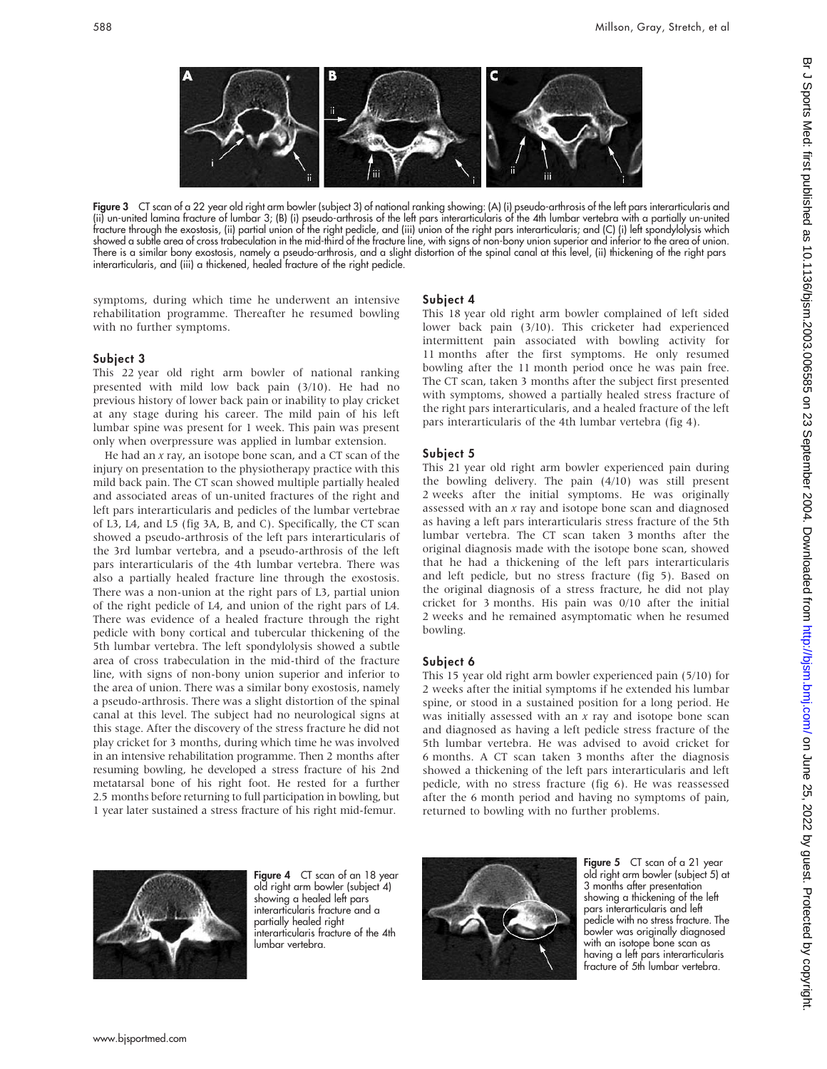Figure 3 CT scan of a 22 year old right arm bowler (subject 3) of national ranking showing: (A) (i) pseudo-arthrosis of the left pars interarticularis and (ii) un-united lamina fracture of lumbar 3; (B) (i) pseudo-arthrosis of the left pars interarticularis of the 4th lumbar vertebra with a partially un-united fracture through the exostosis, (ii) partial union of the right pedicle, and (iii) union of the right pars interarticularis; and (C) (i) left spondylolysis which showed a subtle area of cross trabeculation in the mid-third of the fracture line, with signs of non-bony union superior and inferior to the area of union. There is a similar bony exostosis, namely a pseudo-arthrosis, and a slight distortion of the spinal canal at this level, (ii) thickening of the right pars interarticularis, and (iii) a thickened, healed fracture of the right pedicle.

symptoms, during which time he underwent an intensive rehabilitation programme. Thereafter he resumed bowling with no further symptoms.

### Subject 3

This 22 year old right arm bowler of national ranking presented with mild low back pain (3/10). He had no previous history of lower back pain or inability to play cricket at any stage during his career. The mild pain of his left lumbar spine was present for 1 week. This pain was present only when overpressure was applied in lumbar extension.

He had an *x* ray, an isotope bone scan, and a CT scan of the injury on presentation to the physiotherapy practice with this mild back pain. The CT scan showed multiple partially healed and associated areas of un-united fractures of the right and left pars interarticularis and pedicles of the lumbar vertebrae of L3, L4, and L5 (fig 3A, B, and C). Specifically, the CT scan showed a pseudo-arthrosis of the left pars interarticularis of the 3rd lumbar vertebra, and a pseudo-arthrosis of the left pars interarticularis of the 4th lumbar vertebra. There was also a partially healed fracture line through the exostosis. There was a non-union at the right pars of L3, partial union of the right pedicle of L4, and union of the right pars of L4. There was evidence of a healed fracture through the right pedicle with bony cortical and tubercular thickening of the 5th lumbar vertebra. The left spondylolysis showed a subtle area of cross trabeculation in the mid-third of the fracture line, with signs of non-bony union superior and inferior to the area of union. There was a similar bony exostosis, namely a pseudo-arthrosis. There was a slight distortion of the spinal canal at this level. The subject had no neurological signs at this stage. After the discovery of the stress fracture he did not play cricket for 3 months, during which time he was involved in an intensive rehabilitation programme. Then 2 months after resuming bowling, he developed a stress fracture of his 2nd metatarsal bone of his right foot. He rested for a further 2.5 months before returning to full participation in bowling, but 1 year later sustained a stress fracture of his right mid-femur.

### Subject 4

This 18 year old right arm bowler complained of left sided lower back pain (3/10). This cricketer had experienced intermittent pain associated with bowling activity for 11 months after the first symptoms. He only resumed bowling after the 11 month period once he was pain free. The CT scan, taken 3 months after the subject first presented with symptoms, showed a partially healed stress fracture of the right pars interarticularis, and a healed fracture of the left pars interarticularis of the 4th lumbar vertebra (fig 4).

### Subject 5

This 21 year old right arm bowler experienced pain during the bowling delivery. The pain (4/10) was still present 2 weeks after the initial symptoms. He was originally assessed with an *x* ray and isotope bone scan and diagnosed as having a left pars interarticularis stress fracture of the 5th lumbar vertebra. The CT scan taken 3 months after the original diagnosis made with the isotope bone scan, showed that he had a thickening of the left pars interarticularis and left pedicle, but no stress fracture (fig 5). Based on the original diagnosis of a stress fracture, he did not play cricket for 3 months. His pain was 0/10 after the initial 2 weeks and he remained asymptomatic when he resumed bowling.

### Subject 6

This 15 year old right arm bowler experienced pain (5/10) for 2 weeks after the initial symptoms if he extended his lumbar spine, or stood in a sustained position for a long period. He was initially assessed with an *x* ray and isotope bone scan and diagnosed as having a left pedicle stress fracture of the 5th lumbar vertebra. He was advised to avoid cricket for 6 months. A CT scan taken 3 months after the diagnosis showed a thickening of the left pars interarticularis and left pedicle, with no stress fracture (fig 6). He was reassessed after the 6 month period and having no symptoms of pain, returned to bowling with no further problems.

Figure 4 CT scan of an 18 year old right arm bowler (subject 4) showing a healed left pars interarticularis fracture and a partially healed right interarticularis fracture of the 4th lumbar vertebra.

Figure 5 CT scan of a 21 year old right arm bowler (subject 5) at 3 months after presentation showing a thickening of the left pars interarticularis and left pedicle with no stress fracture. The bowler was originally diagnosed with an isotope bone scan as having a left pars interarticularis fracture of 5th lumbar vertebra.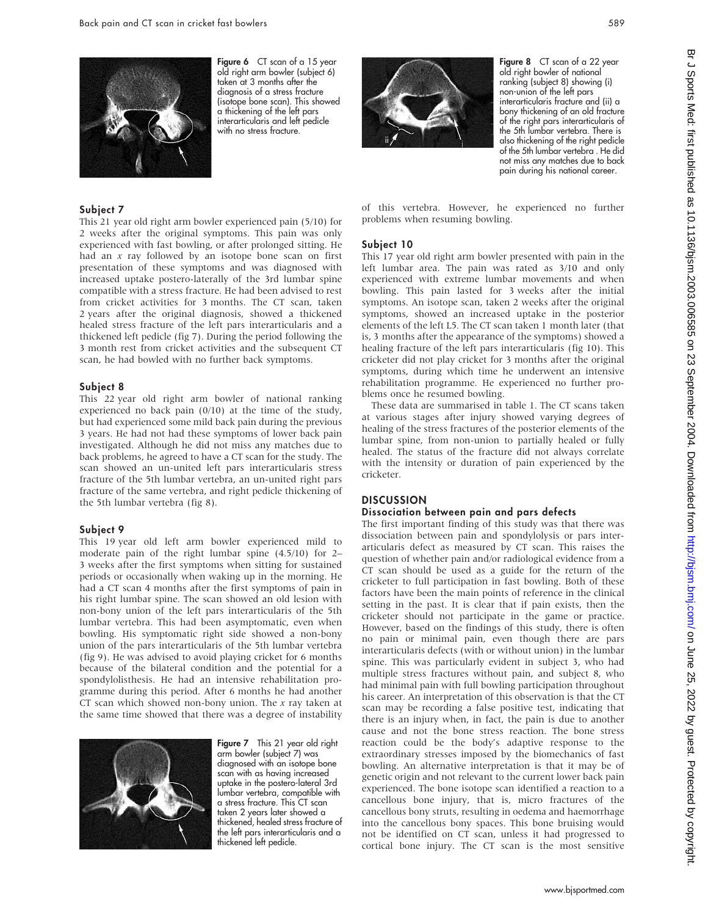Figure 6 CT scan of a 15 year old right arm bowler (subject 6) taken at 3 months after the diagnosis of a stress fracture (isotope bone scan). This showed a thickening of the left pars interarticularis and left pedicle with no stress fracture.

Figure 8 CT scan of a 22 year old right bowler of national ranking (subject 8) showing (i) non-union of the left pars interarticularis fracture and (ii) a bony thickening of an old fracture of the right pars interarticularis of the 5th lumbar vertebra. There is also thickening of the right pedicle of the 5th lumbar vertebra . He did not miss any matches due to back pain during his national career.

### Subject 7

This 21 year old right arm bowler experienced pain (5/10) for 2 weeks after the original symptoms. This pain was only experienced with fast bowling, or after prolonged sitting. He had an *x* ray followed by an isotope bone scan on first presentation of these symptoms and was diagnosed with increased uptake postero-laterally of the 3rd lumbar spine compatible with a stress fracture. He had been advised to rest from cricket activities for 3 months. The CT scan, taken 2 years after the original diagnosis, showed a thickened healed stress fracture of the left pars interarticularis and a thickened left pedicle (fig 7). During the period following the 3 month rest from cricket activities and the subsequent CT scan, he had bowled with no further back symptoms.

### Subject 8

This 22 year old right arm bowler of national ranking experienced no back pain (0/10) at the time of the study, but had experienced some mild back pain during the previous 3 years. He had not had these symptoms of lower back pain investigated. Although he did not miss any matches due to back problems, he agreed to have a CT scan for the study. The scan showed an un-united left pars interarticularis stress fracture of the 5th lumbar vertebra, an un-united right pars fracture of the same vertebra, and right pedicle thickening of the 5th lumbar vertebra (fig 8).

### Subject 9

This 19 year old left arm bowler experienced mild to moderate pain of the right lumbar spine (4.5/10) for 2–3 weeks after the first symptoms when sitting for sustained periods or occasionally when waking up in the morning. He had a CT scan 4 months after the first symptoms of pain in his right lumbar spine. The scan showed an old lesion with non-bony union of the left pars interarticularis of the 5th lumbar vertebra. This had been asymptomatic, even when bowling. His symptomatic right side showed a non-bony union of the pars interarticularis of the 5th lumbar vertebra (fig 9). He was advised to avoid playing cricket for 6 months because of the bilateral condition and the potential for a spondylolisthesis. He had an intensive rehabilitation programme during this period. After 6 months he had another CT scan which showed non-bony union. The *x* ray taken at the same time showed that there was a degree of instability of this vertebra. However, he experienced no further problems when resuming bowling.

Figure 7 This 21 year old right arm bowler (subject 7) was diagnosed with an isotope bone scan with as having increased uptake in the postero-lateral 3rd lumbar vertebra, compatible with a stress fracture. This CT scan taken 2 years later showed a thickened, healed stress fracture of the left pars interarticularis and a thickened left pedicle.

### Subject 10

This 17 year old right arm bowler presented with pain in the left lumbar area. The pain was rated as 3/10 and only experienced with extreme lumbar movements and when bowling. This pain lasted for 3 weeks after the initial symptoms. An isotope scan, taken 2 weeks after the original symptoms, showed an increased uptake in the posterior elements of the left L5. The CT scan taken 1 month later (that is, 3 months after the appearance of the symptoms) showed a healing fracture of the left pars interarticularis (fig 10). This cricketer did not play cricket for 3 months after the original symptoms, during which time he underwent an intensive rehabilitation programme. He experienced no further problems once he resumed bowling.

These data are summarised in table 1. The CT scans taken at various stages after injury showed varying degrees of healing of the stress fractures of the posterior elements of the lumbar spine, from non-union to partially healed or fully healed. The status of the fracture did not always correlate with the intensity or duration of pain experienced by the cricketer.

## DISCUSSION

### Dissociation between pain and pars defects

The first important finding of this study was that there was dissociation between pain and spondylolysis or pars interarticularis defect as measured by CT scan. This raises the question of whether pain and/or radiological evidence from a CT scan should be used as a guide for the return of the cricketer to full participation in fast bowling. Both of these factors have been the main points of reference in the clinical setting in the past. It is clear that if pain exists, then the cricketer should not participate in the game or practice. However, based on the findings of this study, there is often no pain or minimal pain, even though there are pars interarticularis defects (with or without union) in the lumbar spine. This was particularly evident in subject 3, who had multiple stress fractures without pain, and subject 8, who had minimal pain with full bowling participation throughout his career. An interpretation of this observation is that the CT scan may be recording a false positive test, indicating that there is an injury when, in fact, the pain is due to another cause and not the bone stress reaction. The bone stress reaction could be the body's adaptive response to the extraordinary stresses imposed by the biomechanics of fast bowling. An alternative interpretation is that it may be of genetic origin and not relevant to the current lower back pain experienced. The bone isotope scan identified a reaction to a cancellous bone injury, that is, micro fractures of the cancellous bony struts, resulting in oedema and haemorrhage into the cancellous bony spaces. This bone bruising would not be identified on CT scan, unless it had progressed to cortical bone injury. The CT scan is the most sensitive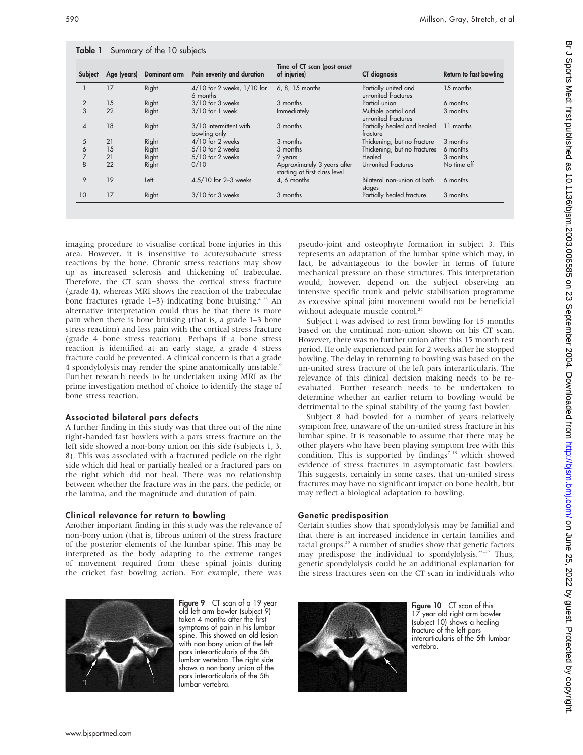**Table 1** Summary of the 10 subjects

| Subject | Age (years) | Dominant arm | Pain severity and duration | Time of CT scan (post onset of injuries) | CT diagnosis | Return to fast bowling |
|---|---|---|---|---|---|---|
| 1 | 17 | Right | 4/10 for 2 weeks, 1/10 for 6 months | 6, 8, 15 months | Partially united and un-united fractures | 15 months |
| 2 | 15 | Right | 3/10 for 3 weeks | 3 months | Partial union | 6 months |
| 3 | 22 | Right | 3/10 for 1 week | Immediately | Multiple partial and un-united fractures | 3 months |
| 4 | 18 | Right | 3/10 intermittent with bowling only | 3 months | Partially healed and healed fracture | 11 months |
| 5 | 21 | Right | 4/10 for 2 weeks | 3 months | Thickening, but no fracture | 3 months |
| 6 | 15 | Right | 5/10 for 2 weeks | 3 months | Thickening, but no fractures | 6 months |
| 7 | 21 | Right | 5/10 for 2 weeks | 2 years | Healed | 3 months |
| 8 | 22 | Right | 0/10 | Approximately 3 years after starting at first class level | Un-united fractures | No time off |
| 9 | 19 | Left | 4.5/10 for 2–3 weeks | 4, 6 months | Bilateral non-union at both stages | 6 months |
| 10 | 17 | Right | 3/10 for 3 weeks | 3 months | Partially healed fracture | 3 months |

imaging procedure to visualise cortical bone injuries in this area. However, it is insensitive to acute/subacute stress reactions by the bone. Chronic stress reactions may show up as increased sclerosis and thickening of trabeculae. Therefore, the CT scan shows the cortical stress fracture (grade 4), whereas MRI shows the reaction of the trabeculae bone fractures (grade 1–3) indicating bone bruising.[4 23] An alternative interpretation could thus be that there is more pain when there is bone bruising (that is, a grade 1–3 bone stress reaction) and less pain with the cortical stress fracture (grade 4 bone stress reaction). Perhaps if a bone stress reaction is identified at an early stage, a grade 4 stress fracture could be prevented. A clinical concern is that a grade 4 spondylolysis may render the spine anatomically unstable.[9] Further research needs to be undertaken using MRI as the prime investigation method of choice to identify the stage of bone stress reaction.

## Associated bilateral pars defects

A further finding in this study was that three out of the nine right-handed fast bowlers with a pars stress fracture on the left side showed a non-bony union on this side (subjects 1, 3, 8). This was associated with a fractured pedicle on the right side which did heal or partially healed or a fractured pars on the right which did not heal. There was no relationship between whether the fracture was in the pars, the pedicle, or the lamina, and the magnitude and duration of pain.

## Clinical relevance for return to bowling

Another important finding in this study was the relevance of non-bony union (that is, fibrous union) of the stress fracture of the posterior elements of the lumbar spine. This may be interpreted as the body adapting to the extreme ranges of movement required from these spinal joints during the cricket fast bowling action. For example, there was pseudo-joint and osteophyte formation in subject 3. This represents an adaptation of the lumbar spine which may, in fact, be advantageous to the bowler in terms of future mechanical pressure on those structures. This interpretation would, however, depend on the subject observing an intensive specific trunk and pelvic stabilisation programme as excessive spinal joint movement would not be beneficial without adequate muscle control.[24]

Subject 1 was advised to rest from bowling for 15 months based on the continual non-union shown on his CT scan. However, there was no further union after this 15 month rest period. He only experienced pain for 2 weeks after he stopped bowling. The delay in returning to bowling was based on the un-united stress fracture of the left pars interarticularis. The relevance of this clinical decision making needs to be re-evaluated. Further research needs to be undertaken to determine whether an earlier return to bowling would be detrimental to the spinal stability of the young fast bowler.

Subject 8 had bowled for a number of years relatively symptom free, unaware of the un-united stress fracture in his lumbar spine. It is reasonable to assume that there may be other players who have been playing symptom free with this condition. This is supported by findings[7 18] which showed evidence of stress fractures in asymptomatic fast bowlers. This suggests, certainly in some cases, that un-united stress fractures may have no significant impact on bone health, but may reflect a biological adaptation to bowling.

## Genetic predisposition

Certain studies show that spondylolysis may be familial and that there is an increased incidence in certain families and racial groups.[25] A number of studies show that genetic factors may predispose the individual to spondylolysis.[25–27] Thus, genetic spondylolysis could be an additional explanation for the stress fractures seen on the CT scan in individuals who

**Figure 9** CT scan of a 19 year old left arm bowler (subject 9) taken 4 months after the first symptoms of pain in his lumbar spine. This showed an old lesion with non-bony union of the left pars interarticularis of the 5th lumbar vertebra. The right side shows a non-bony union of the pars interarticularis of the 5th lumbar vertebra.

**Figure 10** CT scan of this 17 year old right arm bowler (subject 10) shows a healing fracture of the left pars interarticularis of the 5th lumbar vertebra.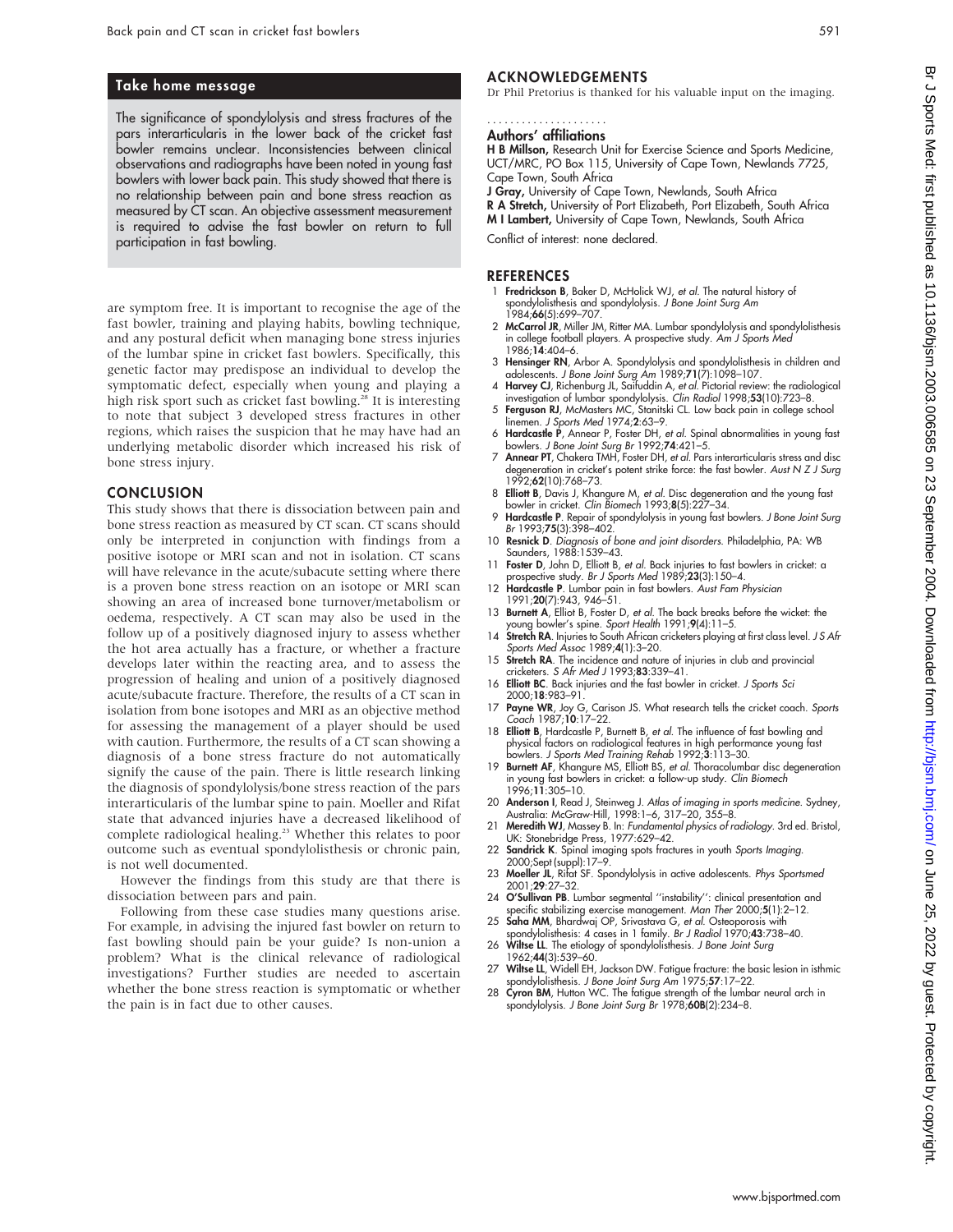## Take home message

The significance of spondylolysis and stress fractures of the pars interarticularis in the lower back of the cricket fast bowler remains unclear. Inconsistencies between clinical observations and radiographs have been noted in young fast bowlers with lower back pain. This study showed that there is no relationship between pain and bone stress reaction as measured by CT scan. An objective assessment measurement is required to advise the fast bowler on return to full participation in fast bowling.

are symptom free. It is important to recognise the age of the fast bowler, training and playing habits, bowling technique, and any postural deficit when managing bone stress injuries of the lumbar spine in cricket fast bowlers. Specifically, this genetic factor may predispose an individual to develop the symptomatic defect, especially when young and playing a high risk sport such as cricket fast bowling.[28] It is interesting to note that subject 3 developed stress fractures in other regions, which raises the suspicion that he may have had an underlying metabolic disorder which increased his risk of bone stress injury.

## CONCLUSION

This study shows that there is dissociation between pain and bone stress reaction as measured by CT scan. CT scans should only be interpreted in conjunction with findings from a positive isotope or MRI scan and not in isolation. CT scans will have relevance in the acute/subacute setting where there is a proven bone stress reaction on an isotope or MRI scan showing an area of increased bone turnover/metabolism or oedema, respectively. A CT scan may also be used in the follow up of a positively diagnosed injury to assess whether the hot area actually has a fracture, or whether a fracture develops later within the reacting area, and to assess the progression of healing and union of a positively diagnosed acute/subacute fracture. Therefore, the results of a CT scan in isolation from bone isotopes and MRI as an objective method for assessing the management of a player should be used with caution. Furthermore, the results of a CT scan showing a diagnosis of a bone stress fracture do not automatically signify the cause of the pain. There is little research linking the diagnosis of spondylolysis/bone stress reaction of the pars interarticularis of the lumbar spine to pain. Moeller and Rifat state that advanced injuries have a decreased likelihood of complete radiological healing.[23] Whether this relates to poor outcome such as eventual spondylolisthesis or chronic pain, is not well documented.

However the findings from this study are that there is dissociation between pars and pain.

Following from these case studies many questions arise. For example, in advising the injured fast bowler on return to fast bowling should pain be your guide? Is non-union a problem? What is the clinical relevance of radiological investigations? Further studies are needed to ascertain whether the bone stress reaction is symptomatic or whether the pain is in fact due to other causes.

## ACKNOWLEDGEMENTS

Dr Phil Pretorius is thanked for his valuable input on the imaging.

### Authors' affiliations

**H B Millson,** Research Unit for Exercise Science and Sports Medicine, UCT/MRC, PO Box 115, University of Cape Town, Newlands 7725, Cape Town, South Africa
**J Gray,** University of Cape Town, Newlands, South Africa
**R A Stretch,** University of Port Elizabeth, Port Elizabeth, South Africa
**M I Lambert,** University of Cape Town, Newlands, South Africa

Conflict of interest: none declared.

## REFERENCES

1. **Fredrickson B**, Baker D, McHolick WJ, *et al*. The natural history of spondylolisthesis and spondylolysis. *J Bone Joint Surg Am* 1984;**66**(5):699–707.
2. **McCarrol JR**, Miller JM, Ritter MA. Lumbar spondylolysis and spondylolisthesis in college football players. A prospective study. *Am J Sports Med* 1986;**14**:404–6.
3. **Hensinger RN**, Arbor A. Spondylolysis and spondylolisthesis in children and adolescents. *J Bone Joint Surg Am* 1989;**71**(7):1098–107.
4. **Harvey CJ**, Richenburg JL, Saifuddin A, *et al*. Pictorial review: the radiological investigation of lumbar spondylolysis. *Clin Radiol* 1998;**53**(10):723–8.
5. **Ferguson RJ**, McMasters MC, Stanitski CL. Low back pain in college school linemen. *J Sports Med* 1974;**2**:63–9.
6. **Hardcastle P**, Annear P, Foster DH, *et al*. Spinal abnormalities in young fast bowlers. *J Bone Joint Surg Br* 1992;**74**:421–5.
7. **Annear PT**, Chakera TMH, Foster DH, *et al*. Pars interarticularis stress and disc degeneration in cricket's potent strike force: the fast bowler. *Aust N Z J Surg* 1992;**62**(10):768–73.
8. **Elliott B**, Davis J, Khangure M, *et al*. Disc degeneration and the young fast bowler in cricket. *Clin Biomech* 1993;**8**(5):227–34.
9. **Hardcastle P**. Repair of spondylolysis in young fast bowlers. *J Bone Joint Surg Br* 1993;**75**(3):398–402.
10. **Resnick D**. *Diagnosis of bone and joint disorders*. Philadelphia, PA: WB Saunders, 1988:1539–43.
11. **Foster D**, John D, Elliott B, *et al*. Back injuries to fast bowlers in cricket: a prospective study. *Br J Sports Med* 1989;**23**(3):150–4.
12. **Hardcastle P**. Lumbar pain in fast bowlers. *Aust Fam Physician* 1991;**20**(7):943, 946–51.
13. **Burnett A**, Elliot B, Foster D, *et al*. The back breaks before the wicket: the young bowler's spine. *Sport Health* 1991;**9**(4):11–5.
14. **Stretch RA**. Injuries to South African cricketers playing at first class level. *J S Afr Sports Med Assoc* 1989;**4**(1):3–20.
15. **Stretch RA**. The incidence and nature of injuries in club and provincial cricketers. *S Afr Med J* 1993;**83**:339–41.
16. **Elliott BC**. Back injuries and the fast bowler in cricket. *J Sports Sci* 2000;**18**:983–91.
17. **Payne WR**, Joy G, Carison JS. What research tells the cricket coach. *Sports Coach* 1987;**10**:17–22.
18. **Elliott B**, Hardcastle P, Burnett B, *et al*. The influence of fast bowling and physical factors on radiological features in high performance young fast bowlers. *J Sports Med Training Rehab* 1992;**3**:113–30.
19. **Burnett AF**, Khangure MS, Elliott BS, *et al*. Thoracolumbar disc degeneration in young fast bowlers in cricket: a follow-up study. *Clin Biomech* 1996;**11**:305–10.
20. **Anderson I**, Read J, Steinweg J. *Atlas of imaging in sports medicine*. Sydney, Australia: McGraw-Hill, 1998:1–6, 317–20, 355–8.
21. **Meredith WJ**, Massey B. In: *Fundamental physics of radiology*. 3rd ed. Bristol, UK: Stonebridge Press, 1977:629–42.
22. **Sandrick K**. Spinal imaging spots fractures in youth *Sports Imaging*. 2000;Sept(suppl):17–9.
23. **Moeller JL**, Rifat SF. Spondylolysis in active adolescents. *Phys Sportsmed* 2001;**29**:27–32.
24. **O'Sullivan PB**. Lumbar segmental ''instability'': clinical presentation and specific stabilizing exercise management. *Man Ther* 2000;**5**(1):2–12.
25. **Saha MM**, Bhardwaj OP, Srivastava G, *et al*. Osteoporosis with spondylolisthesis: 4 cases in 1 family. *Br J Radiol* 1970;**43**:738–40.
26. **Wiltse LL**. The etiology of spondylolisthesis. *J Bone Joint Surg* 1962;**44**(3):539–60.
27. **Wiltse LL**, Widell EH, Jackson DW. Fatigue fracture: the basic lesion in isthmic spondylolisthesis. *J Bone Joint Surg Am* 1975;**57**:17–22.
28. **Cyron BM**, Hutton WC. The fatigue strength of the lumbar neural arch in spondylolysis. *J Bone Joint Surg Br* 1978;**60B**(2):234–8.